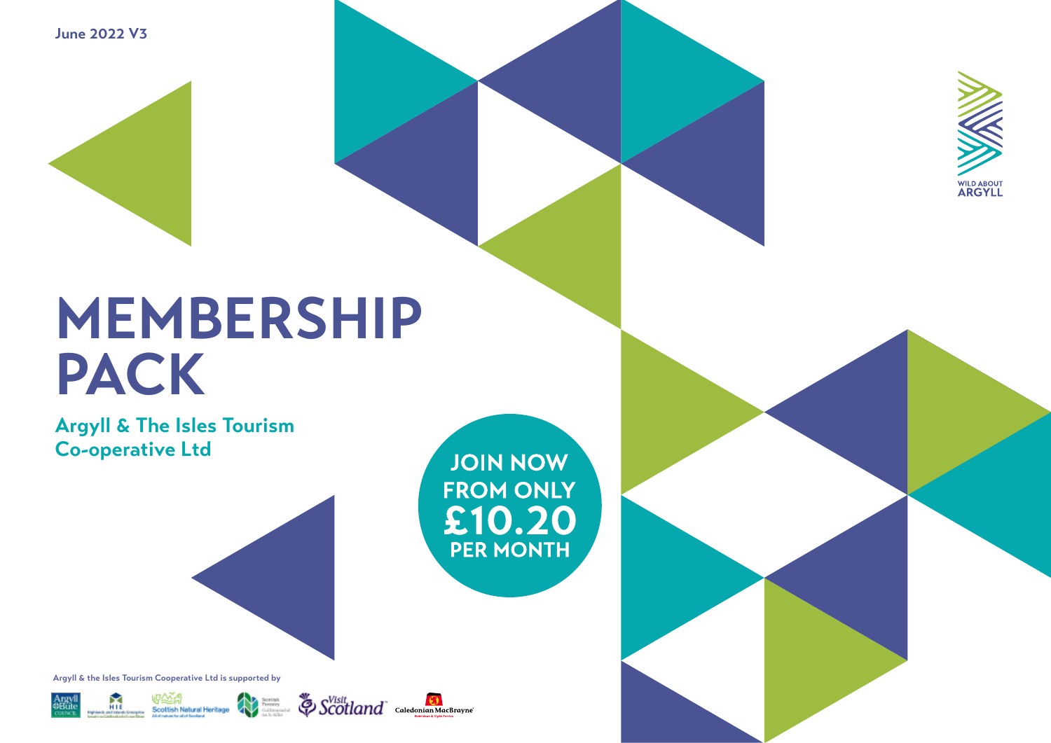June 2022 V3

WILD ABOUT ARGYLL

# MEMBERSHIP PACK

## Argyll & The Isles Tourism Co-operative Ltd

**JOIN NOW FROM ONLY £10.20 PER MONTH**

Argyll & the Isles Tourism Cooperative Ltd is supported by

Argyll & Bute Council · HIE Highlands and Islands Enterprise · Scottish Natural Heritage · Scottish Forestry · VisitScotland · Caledonian MacBrayne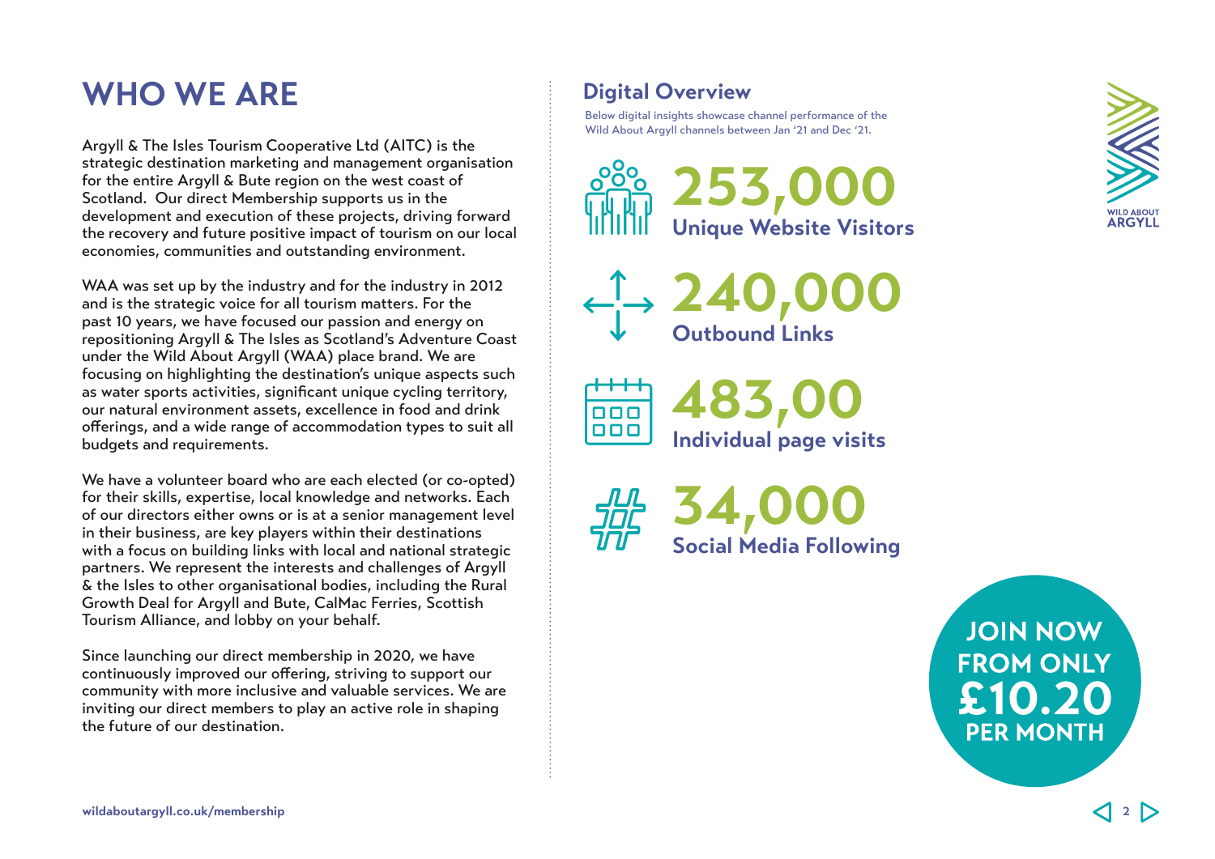# WHO WE ARE

Argyll & The Isles Tourism Cooperative Ltd (AITC) is the strategic destination marketing and management organisation for the entire Argyll & Bute region on the west coast of Scotland. Our direct Membership supports us in the development and execution of these projects, driving forward the recovery and future positive impact of tourism on our local economies, communities and outstanding environment.

WAA was set up by the industry and for the industry in 2012 and is the strategic voice for all tourism matters. For the past 10 years, we have focused our passion and energy on repositioning Argyll & The Isles as Scotland's Adventure Coast under the Wild About Argyll (WAA) place brand. We are focusing on highlighting the destination's unique aspects such as water sports activities, significant unique cycling territory, our natural environment assets, excellence in food and drink offerings, and a wide range of accommodation types to suit all budgets and requirements.

We have a volunteer board who are each elected (or co-opted) for their skills, expertise, local knowledge and networks. Each of our directors either owns or is at a senior management level in their business, are key players within their destinations with a focus on building links with local and national strategic partners. We represent the interests and challenges of Argyll & the Isles to other organisational bodies, including the Rural Growth Deal for Argyll and Bute, CalMac Ferries, Scottish Tourism Alliance, and lobby on your behalf.

Since launching our direct membership in 2020, we have continuously improved our offering, striving to support our community with more inclusive and valuable services. We are inviting our direct members to play an active role in shaping the future of our destination.

## Digital Overview

Below digital insights showcase channel performance of the Wild About Argyll channels between Jan '21 and Dec '21.

**253,000**
**Unique Website Visitors**

**240,000**
**Outbound Links**

**483,00**
**Individual page visits**

**34,000**
**Social Media Following**

WILD ABOUT ARGYLL

**JOIN NOW FROM ONLY £10.20 PER MONTH**

wildaboutargyll.co.uk/membership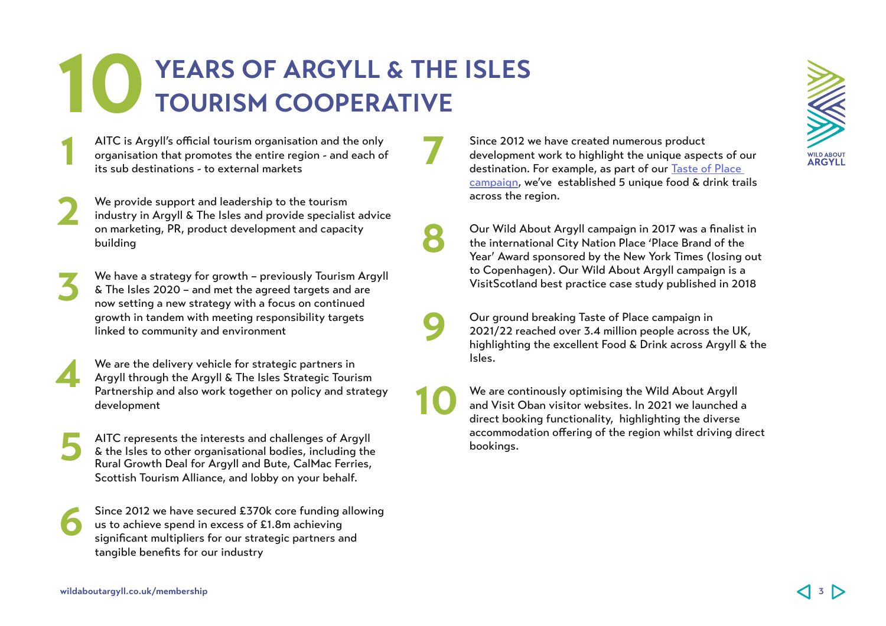# 10 YEARS OF ARGYLL & THE ISLES TOURISM COOPERATIVE

**1** AITC is Argyll's official tourism organisation and the only organisation that promotes the entire region - and each of its sub destinations - to external markets

**2** We provide support and leadership to the tourism industry in Argyll & The Isles and provide specialist advice on marketing, PR, product development and capacity building

**3** We have a strategy for growth – previously Tourism Argyll & The Isles 2020 – and met the agreed targets and are now setting a new strategy with a focus on continued growth in tandem with meeting responsibility targets linked to community and environment

**4** We are the delivery vehicle for strategic partners in Argyll through the Argyll & The Isles Strategic Tourism Partnership and also work together on policy and strategy development

**5** AITC represents the interests and challenges of Argyll & the Isles to other organisational bodies, including the Rural Growth Deal for Argyll and Bute, CalMac Ferries, Scottish Tourism Alliance, and lobby on your behalf.

**6** Since 2012 we have secured £370k core funding allowing us to achieve spend in excess of £1.8m achieving significant multipliers for our strategic partners and tangible benefits for our industry

**7** Since 2012 we have created numerous product development work to highlight the unique aspects of our destination. For example, as part of our [Taste of Place campaign](), we've established 5 unique food & drink trails across the region.

**8** Our Wild About Argyll campaign in 2017 was a finalist in the international City Nation Place 'Place Brand of the Year' Award sponsored by the New York Times (losing out to Copenhagen). Our Wild About Argyll campaign is a VisitScotland best practice case study published in 2018

**9** Our ground breaking Taste of Place campaign in 2021/22 reached over 3.4 million people across the UK, highlighting the excellent Food & Drink across Argyll & the Isles.

**10** We are continously optimising the Wild About Argyll and Visit Oban visitor websites. In 2021 we launched a direct booking functionality, highlighting the diverse accommodation offering of the region whilst driving direct bookings.

wildaboutargyll.co.uk/membership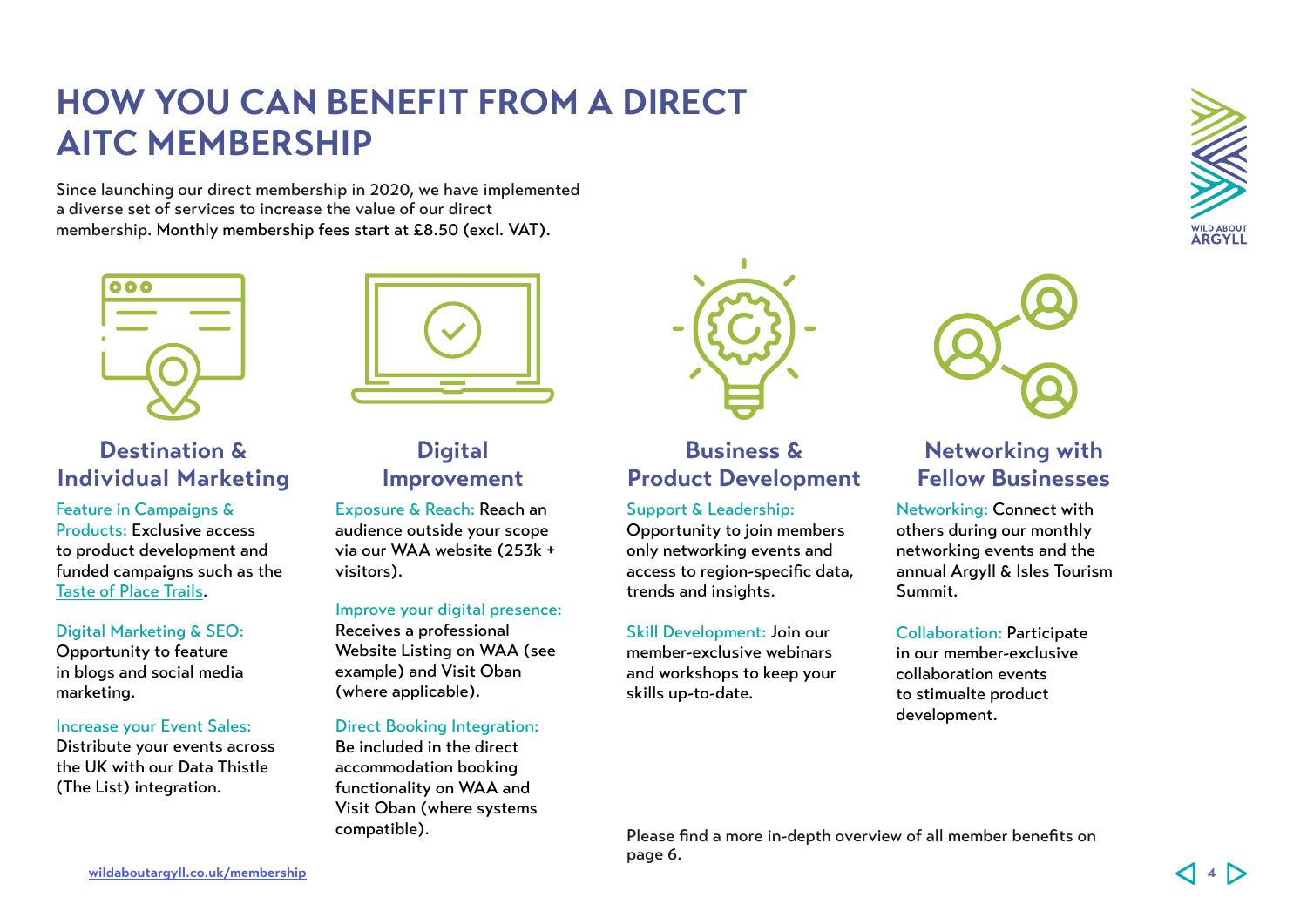# HOW YOU CAN BENEFIT FROM A DIRECT AITC MEMBERSHIP

Since launching our direct membership in 2020, we have implemented a diverse set of services to increase the value of our direct membership. Monthly membership fees start at £8.50 (excl. VAT).

## Destination & Individual Marketing

Feature in Campaigns & Products: Exclusive access to product development and funded campaigns such as the [Taste of Place Trails](#).

Digital Marketing & SEO: Opportunity to feature in blogs and social media marketing.

Increase your Event Sales: Distribute your events across the UK with our Data Thistle (The List) integration.

## Digital Improvement

Exposure & Reach: Reach an audience outside your scope via our WAA website (253k + visitors).

Improve your digital presence: Receives a professional Website Listing on WAA (see example) and Visit Oban (where applicable).

Direct Booking Integration: Be included in the direct accommodation booking functionality on WAA and Visit Oban (where systems compatible).

## Business & Product Development

Support & Leadership: Opportunity to join members only networking events and access to region-specific data, trends and insights.

Skill Development: Join our member-exclusive webinars and workshops to keep your skills up-to-date.

## Networking with Fellow Businesses

Networking: Connect with others during our monthly networking events and the annual Argyll & Isles Tourism Summit.

Collaboration: Participate in our member-exclusive collaboration events to stimualte product development.

Please find a more in-depth overview of all member benefits on page 6.

wildaboutargyll.co.uk/membership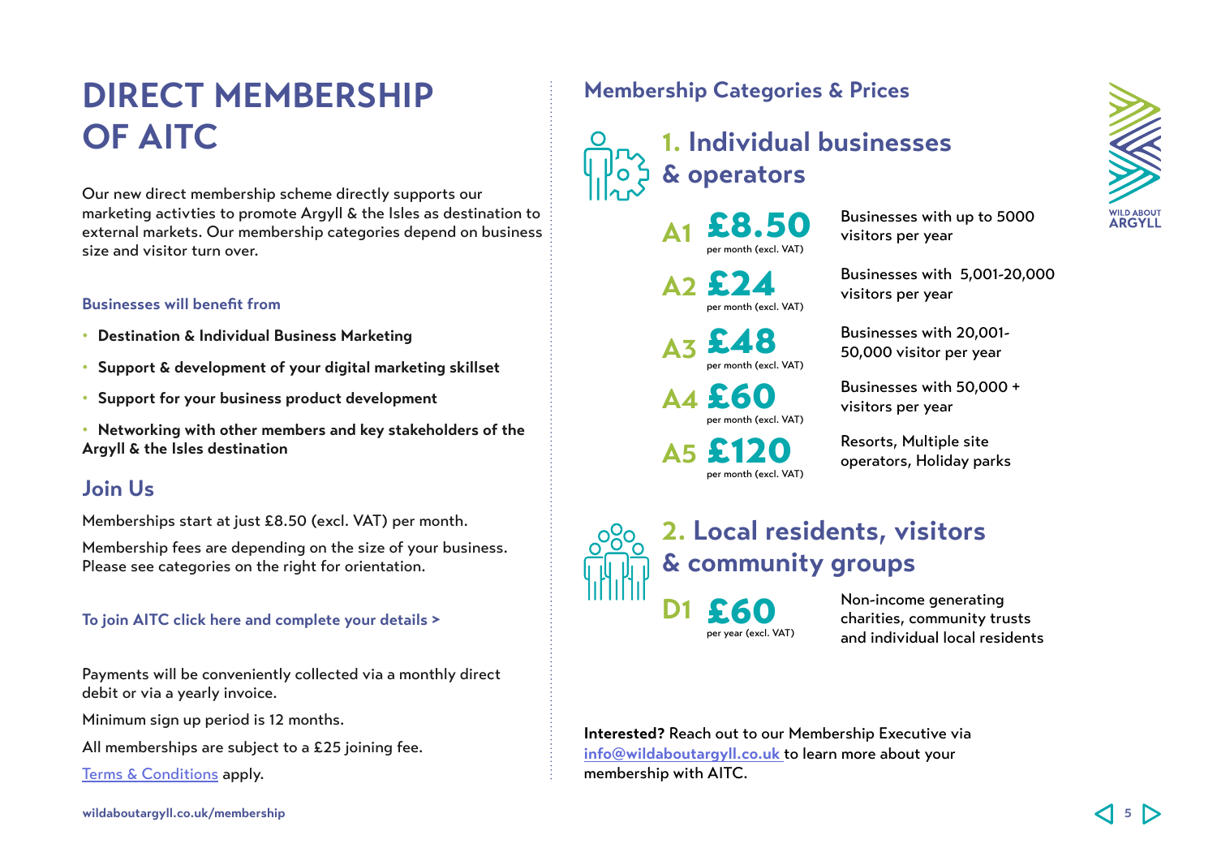# DIRECT MEMBERSHIP OF AITC

Our new direct membership scheme directly supports our marketing activties to promote Argyll & the Isles as destination to external markets. Our membership categories depend on business size and visitor turn over.

### Businesses will benefit from

- **Destination & Individual Business Marketing**
- **Support & development of your digital marketing skillset**
- **Support for your business product development**
- **Networking with other members and key stakeholders of the Argyll & the Isles destination**

## Join Us

Memberships start at just £8.50 (excl. VAT) per month.

Membership fees are depending on the size of your business. Please see categories on the right for orientation.

**To join AITC click here and complete your details >**

Payments will be conveniently collected via a monthly direct debit or via a yearly invoice.

Minimum sign up period is 12 months.

All memberships are subject to a £25 joining fee.

Terms & Conditions apply.

## Membership Categories & Prices

### 1. Individual businesses & operators

| Category | Price | Description |
|---|---|---|
| A1 | £8.50 per month (excl. VAT) | Businesses with up to 5000 visitors per year |
| A2 | £24 per month (excl. VAT) | Businesses with 5,001-20,000 visitors per year |
| A3 | £48 per month (excl. VAT) | Businesses with 20,001-50,000 visitor per year |
| A4 | £60 per month (excl. VAT) | Businesses with 50,000 + visitors per year |
| A5 | £120 per month (excl. VAT) | Resorts, Multiple site operators, Holiday parks |

### 2. Local residents, visitors & community groups

| Category | Price | Description |
|---|---|---|
| D1 | £60 per year (excl. VAT) | Non-income generating charities, community trusts and individual local residents |

**Interested?** Reach out to our Membership Executive via info@wildaboutargyll.co.uk to learn more about your membership with AITC.

wildaboutargyll.co.uk/membership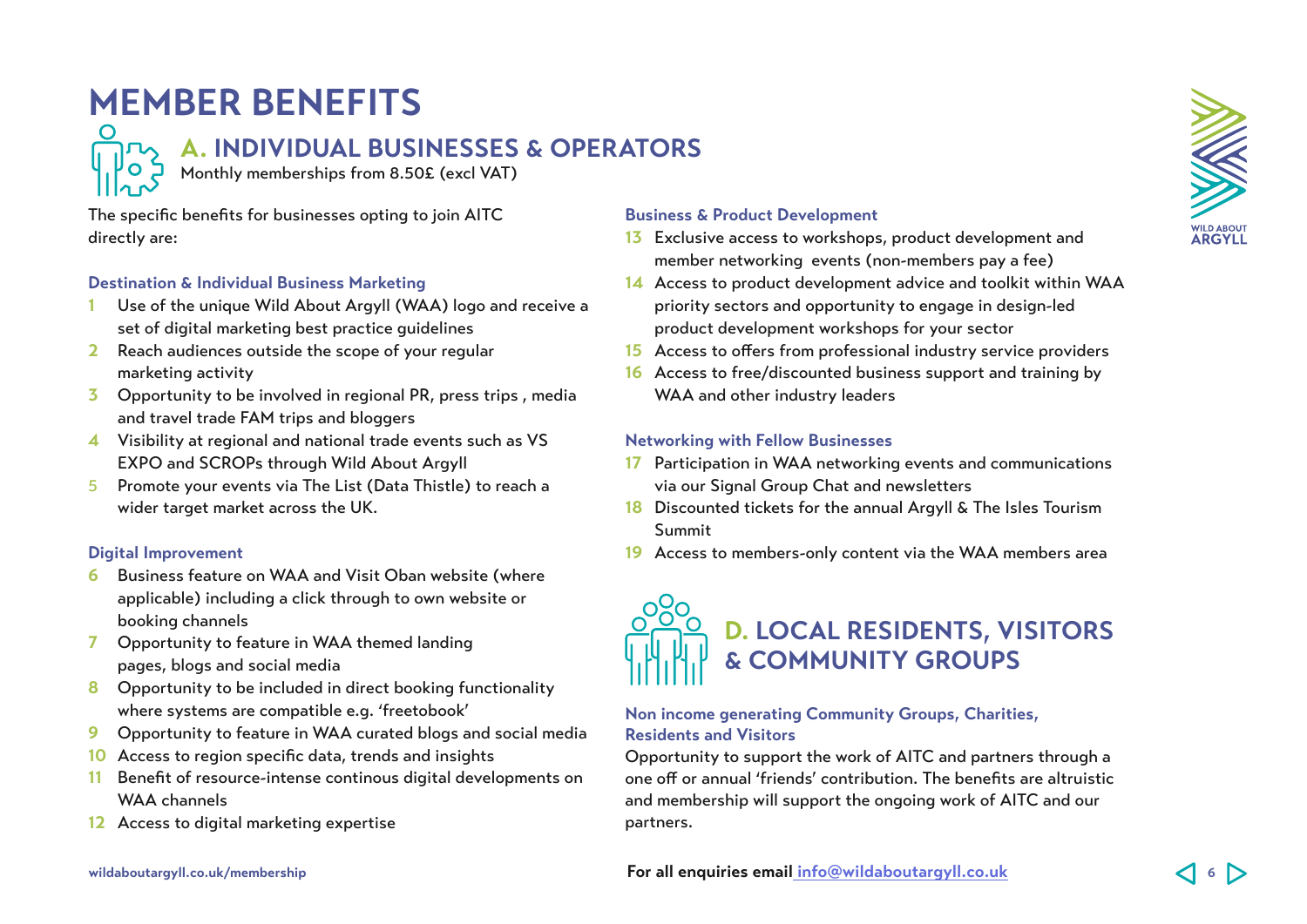# MEMBER BENEFITS

## A. INDIVIDUAL BUSINESSES & OPERATORS

Monthly memberships from 8.50£ (excl VAT)

The specific benefits for businesses opting to join AITC directly are:

### Destination & Individual Business Marketing

1. Use of the unique Wild About Argyll (WAA) logo and receive a set of digital marketing best practice guidelines
2. Reach audiences outside the scope of your regular marketing activity
3. Opportunity to be involved in regional PR, press trips , media and travel trade FAM trips and bloggers
4. Visibility at regional and national trade events such as VS EXPO and SCROPs through Wild About Argyll
5. Promote your events via The List (Data Thistle) to reach a wider target market across the UK.

### Digital Improvement

6. Business feature on WAA and Visit Oban website (where applicable) including a click through to own website or booking channels
7. Opportunity to feature in WAA themed landing pages, blogs and social media
8. Opportunity to be included in direct booking functionality where systems are compatible e.g. 'freetobook'
9. Opportunity to feature in WAA curated blogs and social media
10. Access to region specific data, trends and insights
11. Benefit of resource-intense continous digital developments on WAA channels
12. Access to digital marketing expertise

### Business & Product Development

13. Exclusive access to workshops, product development and member networking events (non-members pay a fee)
14. Access to product development advice and toolkit within WAA priority sectors and opportunity to engage in design-led product development workshops for your sector
15. Access to offers from professional industry service providers
16. Access to free/discounted business support and training by WAA and other industry leaders

### Networking with Fellow Businesses

17. Participation in WAA networking events and communications via our Signal Group Chat and newsletters
18. Discounted tickets for the annual Argyll & The Isles Tourism Summit
19. Access to members-only content via the WAA members area

## D. LOCAL RESIDENTS, VISITORS & COMMUNITY GROUPS

### Non income generating Community Groups, Charities, Residents and Visitors

Opportunity to support the work of AITC and partners through a one off or annual 'friends' contribution. The benefits are altruistic and membership will support the ongoing work of AITC and our partners.

wildaboutargyll.co.uk/membership

**For all enquiries email** info@wildaboutargyll.co.uk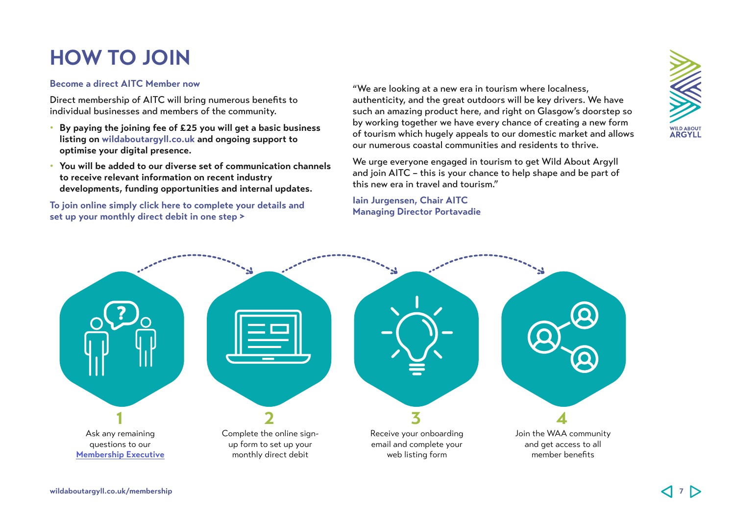# HOW TO JOIN

### Become a direct AITC Member now

Direct membership of AITC will bring numerous benefits to individual businesses and members of the community.

- **By paying the joining fee of £25 you will get a basic business listing on wildaboutargyll.co.uk and ongoing support to optimise your digital presence.**
- **You will be added to our diverse set of communication channels to receive relevant information on recent industry developments, funding opportunities and internal updates.**

**To join online simply click here to complete your details and set up your monthly direct debit in one step >**

"We are looking at a new era in tourism where localness, authenticity, and the great outdoors will be key drivers. We have such an amazing product here, and right on Glasgow's doorstep so by working together we have every chance of creating a new form of tourism which hugely appeals to our domestic market and allows our numerous coastal communities and residents to thrive.

We urge everyone engaged in tourism to get Wild About Argyll and join AITC – this is your chance to help shape and be part of this new era in travel and tourism."

**Iain Jurgensen, Chair AITC**
**Managing Director Portavadie**

**1**
Ask any remaining questions to our Membership Executive

**2**
Complete the online sign-up form to set up your monthly direct debit

**3**
Receive your onboarding email and complete your web listing form

**4**
Join the WAA community and get access to all member benefits

wildaboutargyll.co.uk/membership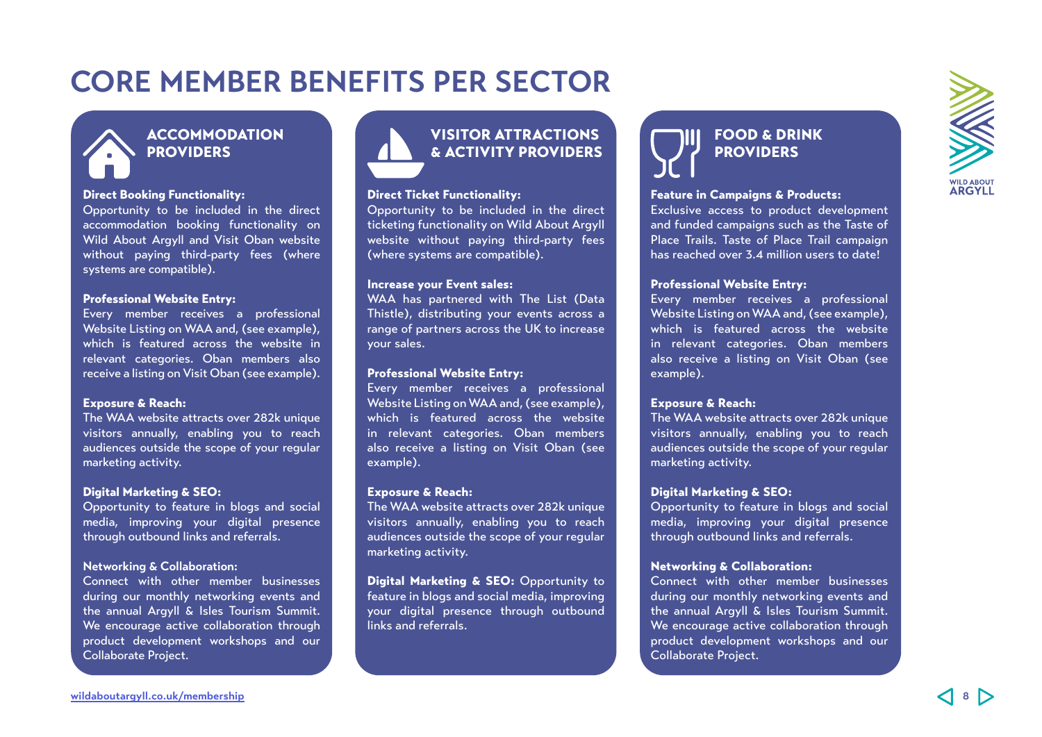# CORE MEMBER BENEFITS PER SECTOR

## ACCOMMODATION PROVIDERS

**Direct Booking Functionality:**
Opportunity to be included in the direct accommodation booking functionality on Wild About Argyll and Visit Oban website without paying third-party fees (where systems are compatible).

**Professional Website Entry:**
Every member receives a professional Website Listing on WAA and, (see example), which is featured across the website in relevant categories. Oban members also receive a listing on Visit Oban (see example).

**Exposure & Reach:**
The WAA website attracts over 282k unique visitors annually, enabling you to reach audiences outside the scope of your regular marketing activity.

**Digital Marketing & SEO:**
Opportunity to feature in blogs and social media, improving your digital presence through outbound links and referrals.

**Networking & Collaboration:**
Connect with other member businesses during our monthly networking events and the annual Argyll & Isles Tourism Summit. We encourage active collaboration through product development workshops and our Collaborate Project.

## VISITOR ATTRACTIONS & ACTIVITY PROVIDERS

**Direct Ticket Functionality:**
Opportunity to be included in the direct ticketing functionality on Wild About Argyll website without paying third-party fees (where systems are compatible).

**Increase your Event sales:**
WAA has partnered with The List (Data Thistle), distributing your events across a range of partners across the UK to increase your sales.

**Professional Website Entry:**
Every member receives a professional Website Listing on WAA and, (see example), which is featured across the website in relevant categories. Oban members also receive a listing on Visit Oban (see example).

**Exposure & Reach:**
The WAA website attracts over 282k unique visitors annually, enabling you to reach audiences outside the scope of your regular marketing activity.

**Digital Marketing & SEO:** Opportunity to feature in blogs and social media, improving your digital presence through outbound links and referrals.

## FOOD & DRINK PROVIDERS

**Feature in Campaigns & Products:**
Exclusive access to product development and funded campaigns such as the Taste of Place Trails. Taste of Place Trail campaign has reached over 3.4 million users to date!

**Professional Website Entry:**
Every member receives a professional Website Listing on WAA and, (see example), which is featured across the website in relevant categories. Oban members also receive a listing on Visit Oban (see example).

**Exposure & Reach:**
The WAA website attracts over 282k unique visitors annually, enabling you to reach audiences outside the scope of your regular marketing activity.

**Digital Marketing & SEO:**
Opportunity to feature in blogs and social media, improving your digital presence through outbound links and referrals.

**Networking & Collaboration:**
Connect with other member businesses during our monthly networking events and the annual Argyll & Isles Tourism Summit. We encourage active collaboration through product development workshops and our Collaborate Project.

wildaboutargyll.co.uk/membership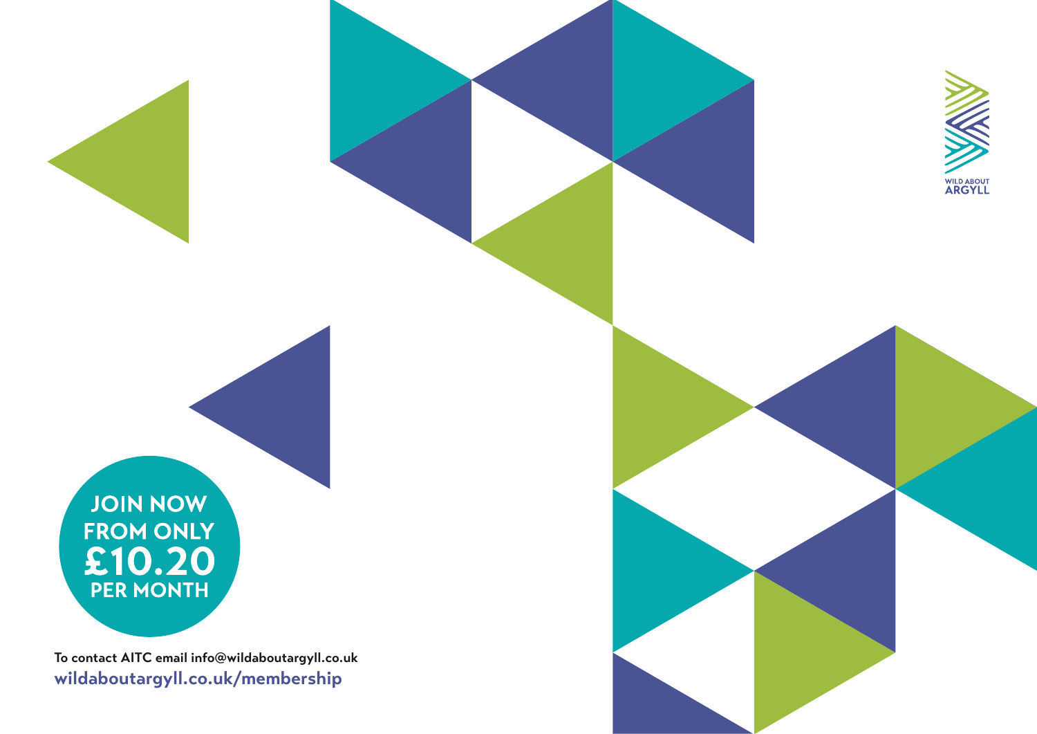WILD ABOUT ARGYLL

**JOIN NOW FROM ONLY £10.20 PER MONTH**

**To contact AITC email info@wildaboutargyll.co.uk**

**wildaboutargyll.co.uk/membership**